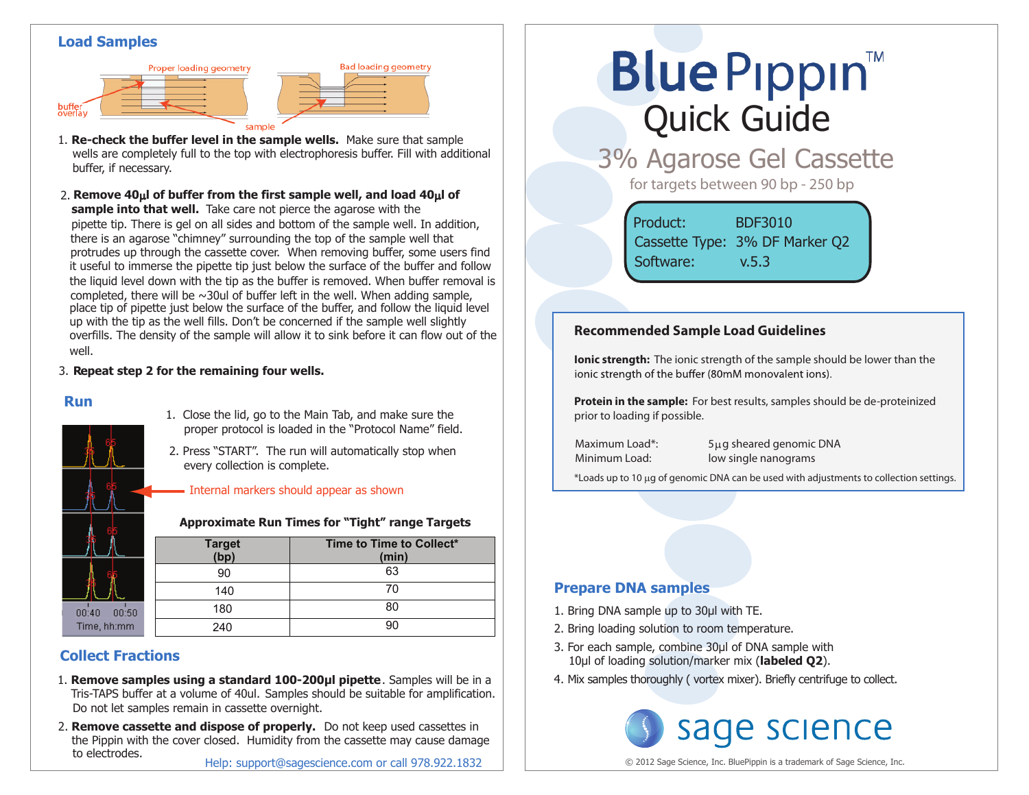# BluePippin™ Quick Guide

## 3% Agarose Gel Cassette

for targets between 90 bp - 250 bp

Product: BDF3010
Cassette Type: 3% DF Marker Q2
Software: v.5.3

### Recommended Sample Load Guidelines

**Ionic strength:** The ionic strength of the sample should be lower than the ionic strength of the buffer (80mM monovalent ions).

**Protein in the sample:** For best results, samples should be de-proteinized prior to loading if possible.

Maximum Load*: 5µg sheared genomic DNA
Minimum Load: low single nanograms

*Loads up to 10 µg of genomic DNA can be used with adjustments to collection settings.

## Prepare DNA samples

1. Bring DNA sample up to 30µl with TE.
2. Bring loading solution to room temperature.
3. For each sample, combine 30µl of DNA sample with 10µl of loading solution/marker mix (**labeled Q2**).
4. Mix samples thoroughly ( vortex mixer). Briefly centrifuge to collect.

## Load Samples

Proper loading geometry / Bad loading geometry (buffer overlay, sample)

1. **Re-check the buffer level in the sample wells.** Make sure that sample wells are completely full to the top with electrophoresis buffer. Fill with additional buffer, if necessary.
2. **Remove 40µl of buffer from the first sample well, and load 40µl of sample into that well.** Take care not pierce the agarose with the pipette tip. There is gel on all sides and bottom of the sample well. In addition, there is an agarose "chimney" surrounding the top of the sample well that protrudes up through the cassette cover. When removing buffer, some users find it useful to immerse the pipette tip just below the surface of the buffer and follow the liquid level down with the tip as the buffer is removed. When buffer removal is completed, there will be ~30ul of buffer left in the well. When adding sample, place tip of pipette just below the surface of the buffer, and follow the liquid level up with the tip as the well fills. Don't be concerned if the sample well slightly overfills. The density of the sample will allow it to sink before it can flow out of the well.
3. **Repeat step 2 for the remaining four wells.**

## Run

1. Close the lid, go to the Main Tab, and make sure the proper protocol is loaded in the "Protocol Name" field.
2. Press "START". The run will automatically stop when every collection is complete.

Internal markers should appear as shown

00:40 00:50
Time, hh:mm

**Approximate Run Times for "Tight" range Targets**

| Target (bp) | Time to Time to Collect* (min) |
|---|---|
| 90 | 63 |
| 140 | 70 |
| 180 | 80 |
| 240 | 90 |

## Collect Fractions

1. **Remove samples using a standard 100-200µl pipette**. Samples will be in a Tris-TAPS buffer at a volume of 40ul. Samples should be suitable for amplification. Do not let samples remain in cassette overnight.
2. **Remove cassette and dispose of properly.** Do not keep used cassettes in the Pippin with the cover closed. Humidity from the cassette may cause damage to electrodes.

Help: support@sagescience.com or call 978.922.1832

sage science

© 2012 Sage Science, Inc. BluePippin is a trademark of Sage Science, Inc.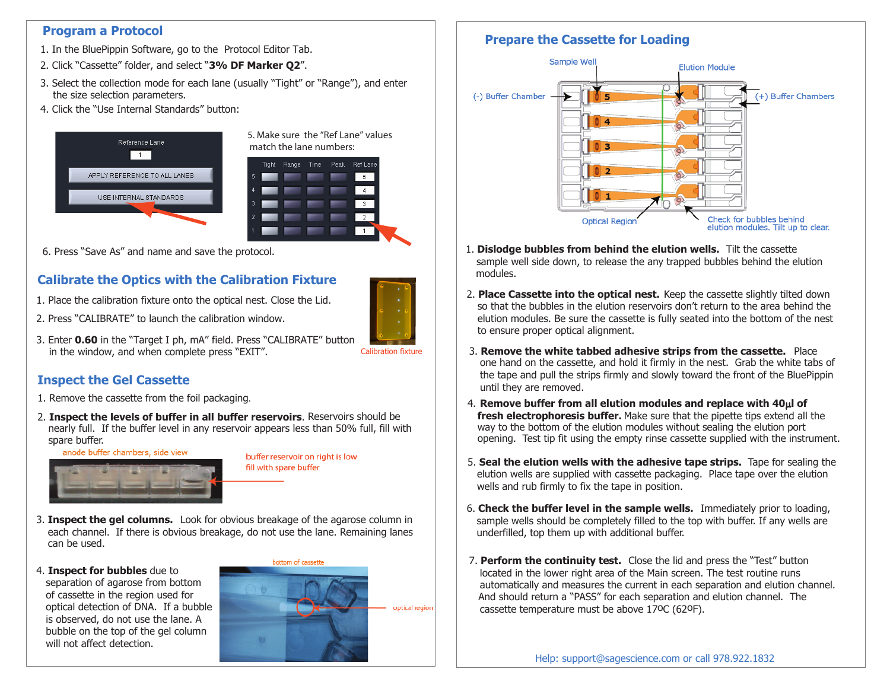## Program a Protocol

1. In the BluePippin Software, go to the Protocol Editor Tab.
2. Click "Cassette" folder, and select "**3% DF Marker Q2**".
3. Select the collection mode for each lane (usually "Tight" or "Range"), and enter the size selection parameters.
4. Click the "Use Internal Standards" button:

Reference Lane

1

APPLY REFERENCE TO ALL LANES

USE INTERNAL STANDARDS

5. Make sure the "Ref Lane" values match the lane numbers:

| | Tight | Range | Time | Peak | Ref Lane |
|---|---|---|---|---|---|
| 5 | | | | | 5 |
| 4 | | | | | 4 |
| 3 | | | | | 3 |
| 2 | | | | | 2 |
| 1 | | | | | 1 |

6. Press "Save As" and name and save the protocol.

## Calibrate the Optics with the Calibration Fixture

1. Place the calibration fixture onto the optical nest. Close the Lid.
2. Press "CALIBRATE" to launch the calibration window.
3. Enter **0.60** in the "Target I ph, mA" field. Press "CALIBRATE" button in the window, and when complete press "EXIT".

Calibration fixture

## Inspect the Gel Cassette

1. Remove the cassette from the foil packaging.
2. **Inspect the levels of buffer in all buffer reservoirs**. Reservoirs should be nearly full. If the buffer level in any reservoir appears less than 50% full, fill with spare buffer.

anode buffer chambers, side view

buffer reservoir on right is low
fill with spare buffer

3. **Inspect the gel columns.** Look for obvious breakage of the agarose column in each channel. If there is obvious breakage, do not use the lane. Remaining lanes can be used.
4. **Inspect for bubbles** due to separation of agarose from bottom of cassette in the region used for optical detection of DNA. If a bubble is observed, do not use the lane. A bubble on the top of the gel column will not affect detection.

bottom of cassette

optical region

## Prepare the Cassette for Loading

Sample Well

Elution Module

(-) Buffer Chamber

(+) Buffer Chambers

Optical Region

Check for bubbles behind elution modules. Tilt up to clear.

1. **Dislodge bubbles from behind the elution wells.** Tilt the cassette sample well side down, to release the any trapped bubbles behind the elution modules.
2. **Place Cassette into the optical nest.** Keep the cassette slightly tilted down so that the bubbles in the elution reservoirs don't return to the area behind the elution modules. Be sure the cassette is fully seated into the bottom of the nest to ensure proper optical alignment.
3. **Remove the white tabbed adhesive strips from the cassette.** Place one hand on the cassette, and hold it firmly in the nest. Grab the white tabs of the tape and pull the strips firmly and slowly toward the front of the BluePippin until they are removed.
4. **Remove buffer from all elution modules and replace with 40µl of fresh electrophoresis buffer.** Make sure that the pipette tips extend all the way to the bottom of the elution modules without sealing the elution port opening. Test tip fit using the empty rinse cassette supplied with the instrument.
5. **Seal the elution wells with the adhesive tape strips.** Tape for sealing the elution wells are supplied with cassette packaging. Place tape over the elution wells and rub firmly to fix the tape in position.
6. **Check the buffer level in the sample wells.** Immediately prior to loading, sample wells should be completely filled to the top with buffer. If any wells are underfilled, top them up with additional buffer.
7. **Perform the continuity test.** Close the lid and press the "Test" button located in the lower right area of the Main screen. The test routine runs automatically and measures the current in each separation and elution channel. And should return a "PASS" for each separation and elution channel. The cassette temperature must be above 17ºC (62ºF).

Help: support@sagescience.com or call 978.922.1832